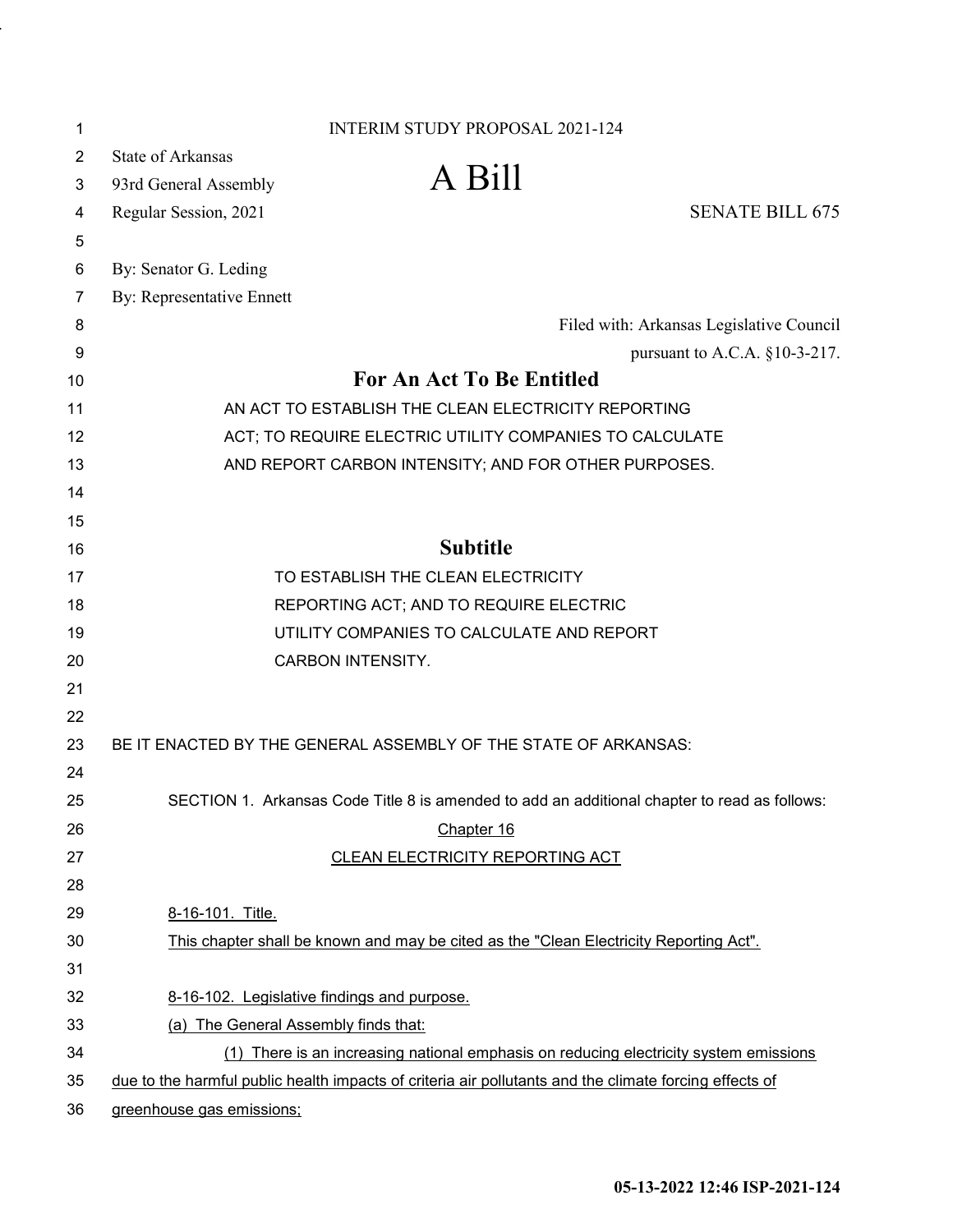INTERIM STUDY PROPOSAL 2021-124

State of Arkansas
93rd General Assembly
Regular Session, 2021

# A Bill

SENATE BILL 675

By: Senator G. Leding
By: Representative Ennett

Filed with: Arkansas Legislative Council
pursuant to A.C.A. §10-3-217.

## For An Act To Be Entitled

AN ACT TO ESTABLISH THE CLEAN ELECTRICITY REPORTING ACT; TO REQUIRE ELECTRIC UTILITY COMPANIES TO CALCULATE AND REPORT CARBON INTENSITY; AND FOR OTHER PURPOSES.

## Subtitle

TO ESTABLISH THE CLEAN ELECTRICITY REPORTING ACT; AND TO REQUIRE ELECTRIC UTILITY COMPANIES TO CALCULATE AND REPORT CARBON INTENSITY.

BE IT ENACTED BY THE GENERAL ASSEMBLY OF THE STATE OF ARKANSAS:

SECTION 1. Arkansas Code Title 8 is amended to add an additional chapter to read as follows:

Chapter 16
CLEAN ELECTRICITY REPORTING ACT

8-16-101. Title.

This chapter shall be known and may be cited as the "Clean Electricity Reporting Act".

8-16-102. Legislative findings and purpose.

(a) The General Assembly finds that:

(1) There is an increasing national emphasis on reducing electricity system emissions due to the harmful public health impacts of criteria air pollutants and the climate forcing effects of greenhouse gas emissions;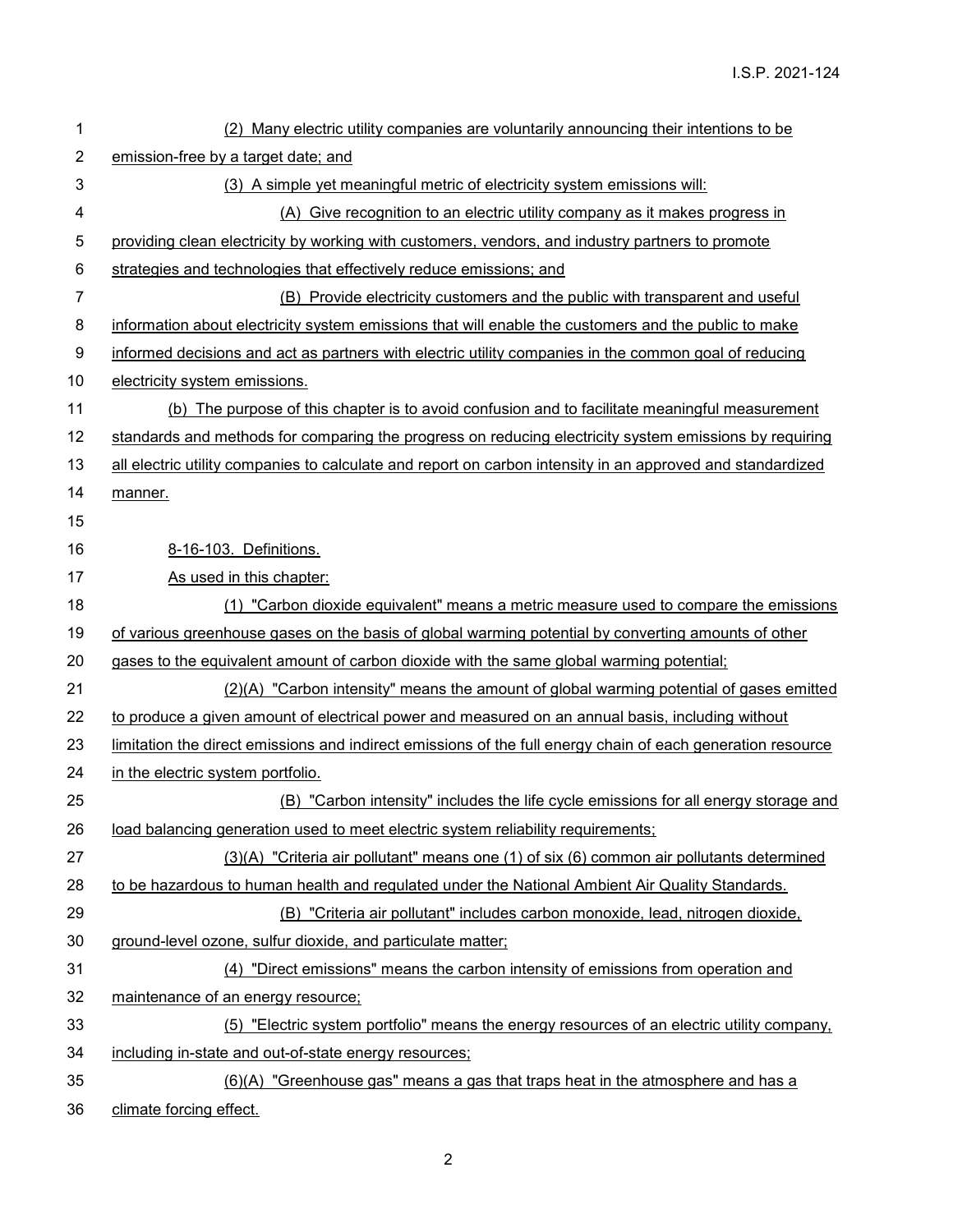(2) Many electric utility companies are voluntarily announcing their intentions to be emission-free by a target date; and

(3) A simple yet meaningful metric of electricity system emissions will:

(A) Give recognition to an electric utility company as it makes progress in providing clean electricity by working with customers, vendors, and industry partners to promote strategies and technologies that effectively reduce emissions; and

(B) Provide electricity customers and the public with transparent and useful information about electricity system emissions that will enable the customers and the public to make informed decisions and act as partners with electric utility companies in the common goal of reducing electricity system emissions.

(b) The purpose of this chapter is to avoid confusion and to facilitate meaningful measurement standards and methods for comparing the progress on reducing electricity system emissions by requiring all electric utility companies to calculate and report on carbon intensity in an approved and standardized manner.

8-16-103. Definitions.

As used in this chapter:

(1) "Carbon dioxide equivalent" means a metric measure used to compare the emissions of various greenhouse gases on the basis of global warming potential by converting amounts of other gases to the equivalent amount of carbon dioxide with the same global warming potential;

(2)(A) "Carbon intensity" means the amount of global warming potential of gases emitted to produce a given amount of electrical power and measured on an annual basis, including without limitation the direct emissions and indirect emissions of the full energy chain of each generation resource in the electric system portfolio.

(B) "Carbon intensity" includes the life cycle emissions for all energy storage and load balancing generation used to meet electric system reliability requirements;

(3)(A) "Criteria air pollutant" means one (1) of six (6) common air pollutants determined to be hazardous to human health and regulated under the National Ambient Air Quality Standards.

(B) "Criteria air pollutant" includes carbon monoxide, lead, nitrogen dioxide, ground-level ozone, sulfur dioxide, and particulate matter;

(4) "Direct emissions" means the carbon intensity of emissions from operation and maintenance of an energy resource;

(5) "Electric system portfolio" means the energy resources of an electric utility company, including in-state and out-of-state energy resources;

(6)(A) "Greenhouse gas" means a gas that traps heat in the atmosphere and has a climate forcing effect.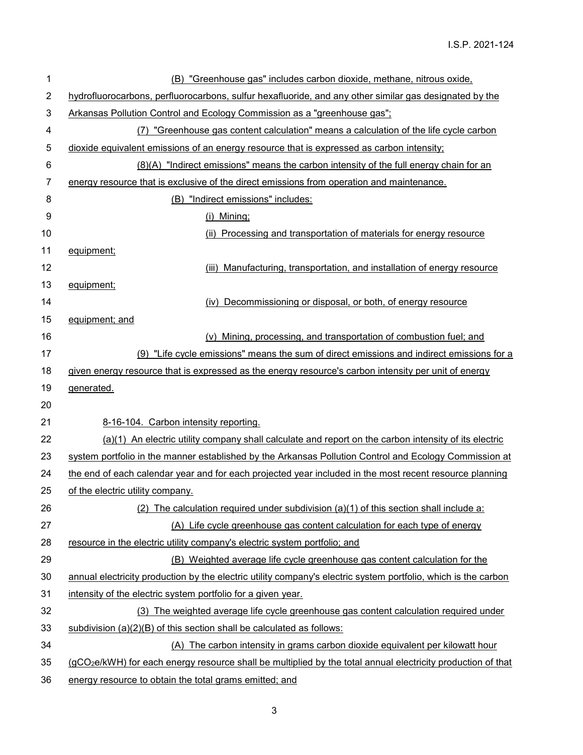(B) "Greenhouse gas" includes carbon dioxide, methane, nitrous oxide, hydrofluorocarbons, perfluorocarbons, sulfur hexafluoride, and any other similar gas designated by the Arkansas Pollution Control and Ecology Commission as a "greenhouse gas";

(7) "Greenhouse gas content calculation" means a calculation of the life cycle carbon dioxide equivalent emissions of an energy resource that is expressed as carbon intensity;

(8)(A) "Indirect emissions" means the carbon intensity of the full energy chain for an energy resource that is exclusive of the direct emissions from operation and maintenance.

(B) "Indirect emissions" includes:

(i) Mining;

(ii) Processing and transportation of materials for energy resource equipment;

(iii) Manufacturing, transportation, and installation of energy resource equipment;

(iv) Decommissioning or disposal, or both, of energy resource equipment; and

(v) Mining, processing, and transportation of combustion fuel; and

(9) "Life cycle emissions" means the sum of direct emissions and indirect emissions for a given energy resource that is expressed as the energy resource's carbon intensity per unit of energy generated.

8-16-104. Carbon intensity reporting.

(a)(1) An electric utility company shall calculate and report on the carbon intensity of its electric system portfolio in the manner established by the Arkansas Pollution Control and Ecology Commission at the end of each calendar year and for each projected year included in the most recent resource planning of the electric utility company.

(2) The calculation required under subdivision (a)(1) of this section shall include a:

(A) Life cycle greenhouse gas content calculation for each type of energy resource in the electric utility company's electric system portfolio; and

(B) Weighted average life cycle greenhouse gas content calculation for the annual electricity production by the electric utility company's electric system portfolio, which is the carbon intensity of the electric system portfolio for a given year.

(3) The weighted average life cycle greenhouse gas content calculation required under subdivision (a)(2)(B) of this section shall be calculated as follows:

(A) The carbon intensity in grams carbon dioxide equivalent per kilowatt hour ($gCO_2e/kWH$) for each energy resource shall be multiplied by the total annual electricity production of that energy resource to obtain the total grams emitted; and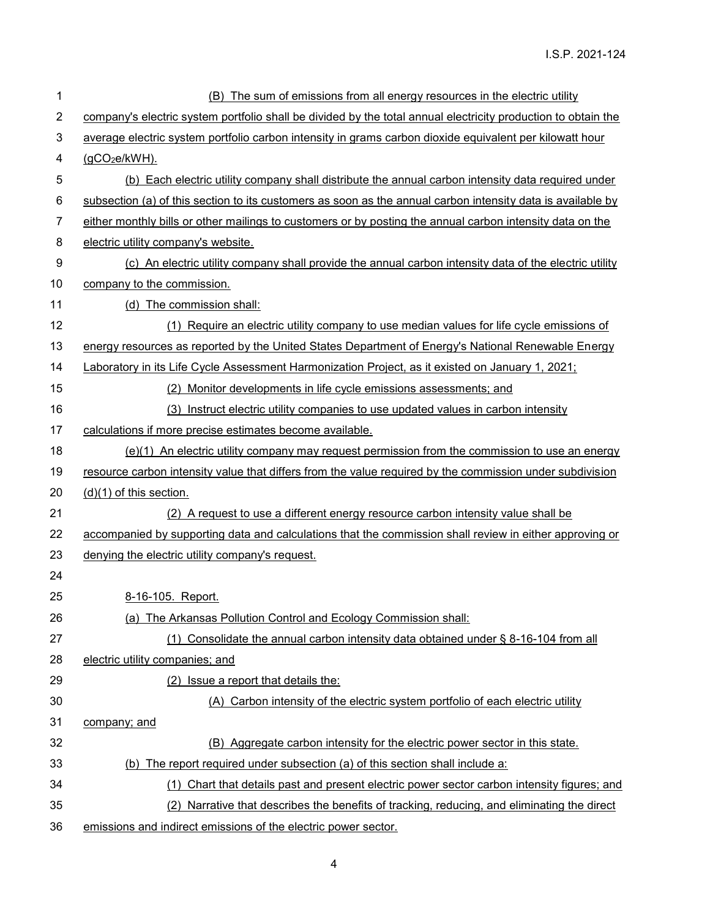(B) The sum of emissions from all energy resources in the electric utility company's electric system portfolio shall be divided by the total annual electricity production to obtain the average electric system portfolio carbon intensity in grams carbon dioxide equivalent per kilowatt hour ($gCO_2e/kWH$).

(b) Each electric utility company shall distribute the annual carbon intensity data required under subsection (a) of this section to its customers as soon as the annual carbon intensity data is available by either monthly bills or other mailings to customers or by posting the annual carbon intensity data on the electric utility company's website.

(c) An electric utility company shall provide the annual carbon intensity data of the electric utility company to the commission.

(d) The commission shall:

(1) Require an electric utility company to use median values for life cycle emissions of energy resources as reported by the United States Department of Energy's National Renewable Energy Laboratory in its Life Cycle Assessment Harmonization Project, as it existed on January 1, 2021;

(2) Monitor developments in life cycle emissions assessments; and

(3) Instruct electric utility companies to use updated values in carbon intensity calculations if more precise estimates become available.

(e)(1) An electric utility company may request permission from the commission to use an energy resource carbon intensity value that differs from the value required by the commission under subdivision (d)(1) of this section.

(2) A request to use a different energy resource carbon intensity value shall be accompanied by supporting data and calculations that the commission shall review in either approving or denying the electric utility company's request.

8-16-105. Report.

(a) The Arkansas Pollution Control and Ecology Commission shall:

(1) Consolidate the annual carbon intensity data obtained under § 8-16-104 from all electric utility companies; and

(2) Issue a report that details the:

(A) Carbon intensity of the electric system portfolio of each electric utility company; and

(B) Aggregate carbon intensity for the electric power sector in this state.

(b) The report required under subsection (a) of this section shall include a:

(1) Chart that details past and present electric power sector carbon intensity figures; and

(2) Narrative that describes the benefits of tracking, reducing, and eliminating the direct emissions and indirect emissions of the electric power sector.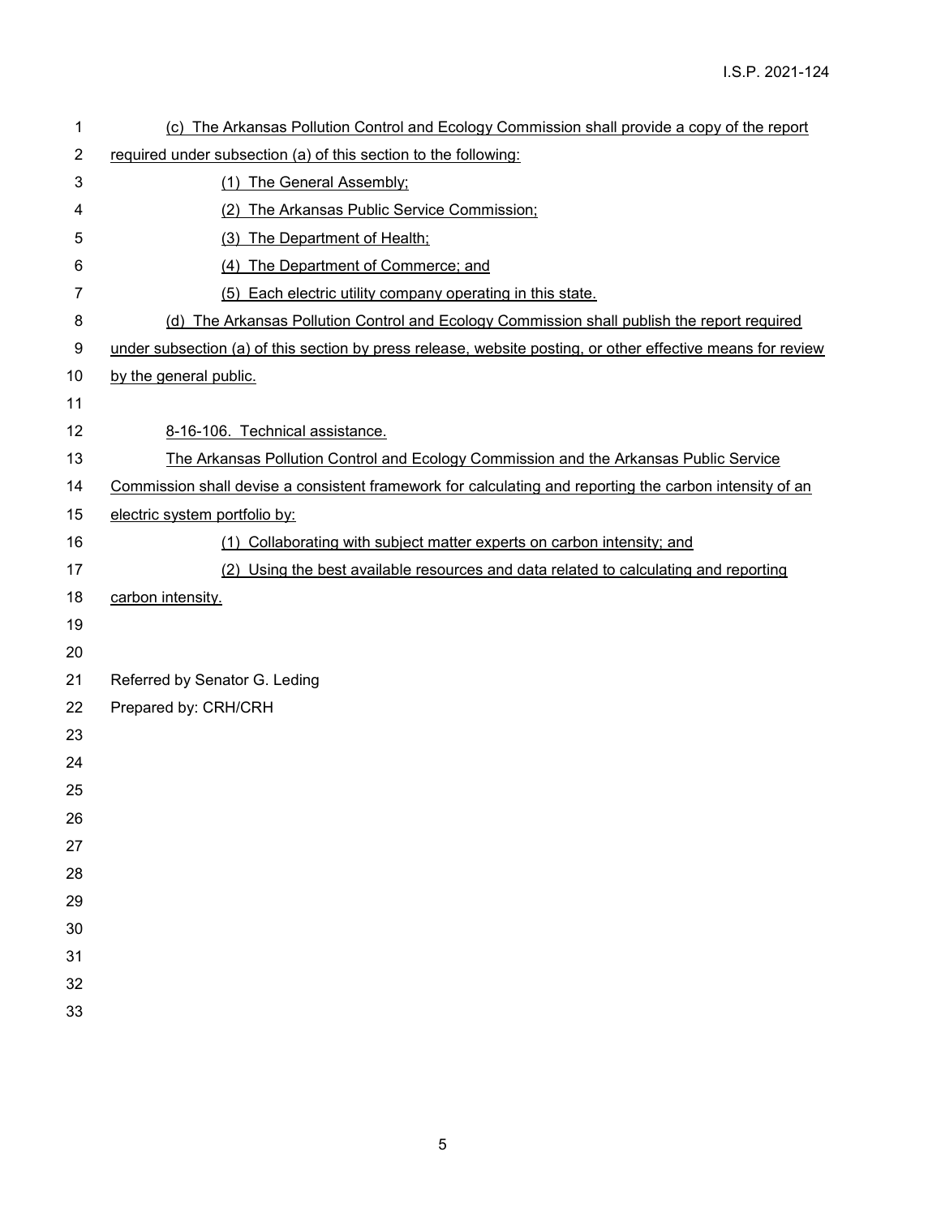(c) The Arkansas Pollution Control and Ecology Commission shall provide a copy of the report required under subsection (a) of this section to the following:

(1) The General Assembly;

(2) The Arkansas Public Service Commission;

(3) The Department of Health;

(4) The Department of Commerce; and

(5) Each electric utility company operating in this state.

(d) The Arkansas Pollution Control and Ecology Commission shall publish the report required under subsection (a) of this section by press release, website posting, or other effective means for review by the general public.

8-16-106. Technical assistance.

The Arkansas Pollution Control and Ecology Commission and the Arkansas Public Service Commission shall devise a consistent framework for calculating and reporting the carbon intensity of an electric system portfolio by:

(1) Collaborating with subject matter experts on carbon intensity; and

(2) Using the best available resources and data related to calculating and reporting carbon intensity.

Referred by Senator G. Leding

Prepared by: CRH/CRH